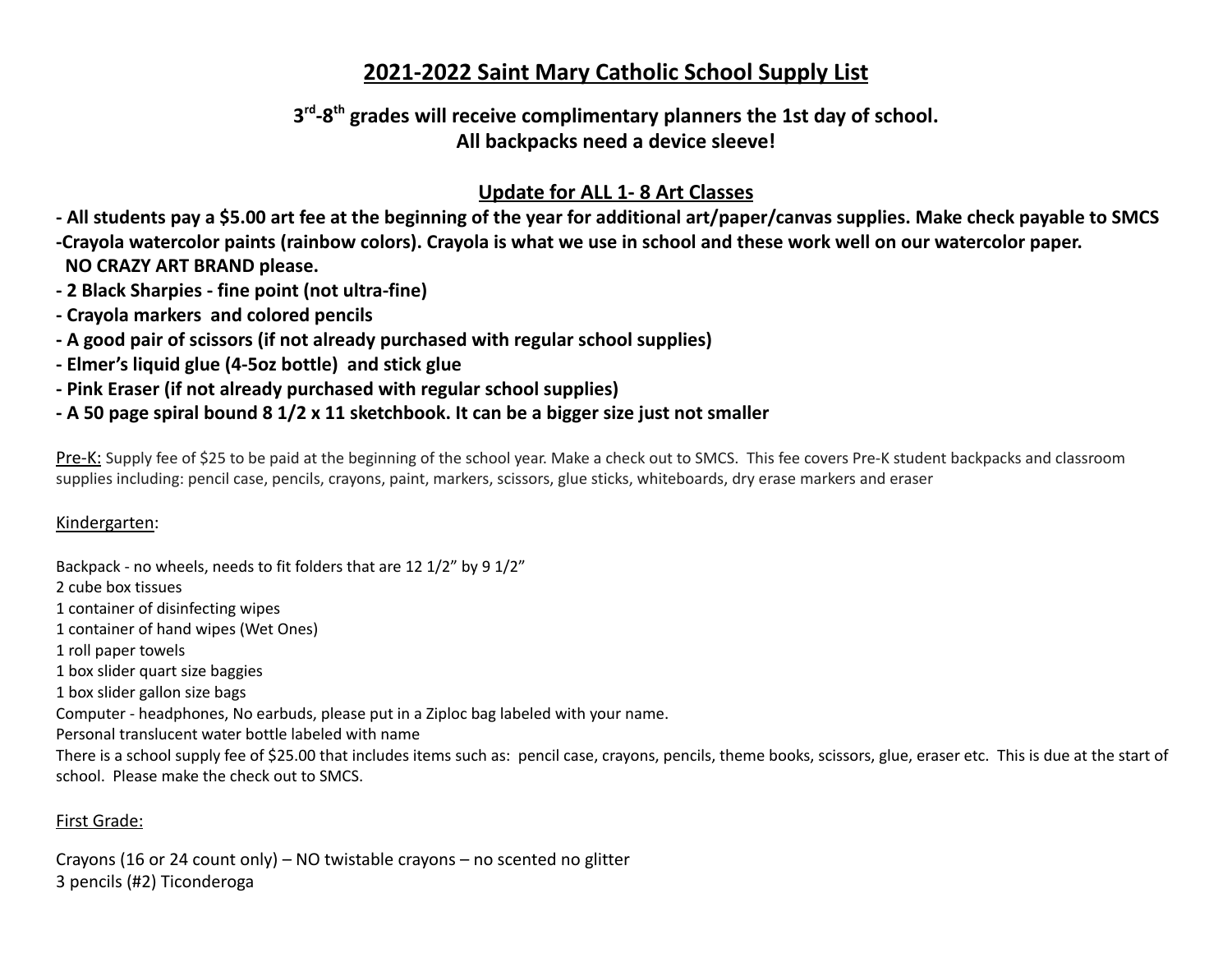# 2021-2022 Saint Mary Catholic School Supply List

**3rd-8th grades will receive complimentary planners the 1st day of school.**
**All backpacks need a device sleeve!**

## Update for ALL 1- 8 Art Classes

**- All students pay a $5.00 art fee at the beginning of the year for additional art/paper/canvas supplies. Make check payable to SMCS**
**-Crayola watercolor paints (rainbow colors). Crayola is what we use in school and these work well on our watercolor paper. NO CRAZY ART BRAND please.**
**- 2 Black Sharpies - fine point (not ultra-fine)**
**- Crayola markers and colored pencils**
**- A good pair of scissors (if not already purchased with regular school supplies)**
**- Elmer's liquid glue (4-5oz bottle) and stick glue**
**- Pink Eraser (if not already purchased with regular school supplies)**
**- A 50 page spiral bound 8 1/2 x 11 sketchbook. It can be a bigger size just not smaller**

Pre-K: Supply fee of $25 to be paid at the beginning of the school year. Make a check out to SMCS. This fee covers Pre-K student backpacks and classroom supplies including: pencil case, pencils, crayons, paint, markers, scissors, glue sticks, whiteboards, dry erase markers and eraser

Kindergarten:

Backpack - no wheels, needs to fit folders that are 12 1/2" by 9 1/2"
2 cube box tissues
1 container of disinfecting wipes
1 container of hand wipes (Wet Ones)
1 roll paper towels
1 box slider quart size baggies
1 box slider gallon size bags
Computer - headphones, No earbuds, please put in a Ziploc bag labeled with your name.
Personal translucent water bottle labeled with name
There is a school supply fee of $25.00 that includes items such as: pencil case, crayons, pencils, theme books, scissors, glue, eraser etc. This is due at the start of school. Please make the check out to SMCS.

First Grade:

Crayons (16 or 24 count only) – NO twistable crayons – no scented no glitter
3 pencils (#2) Ticonderoga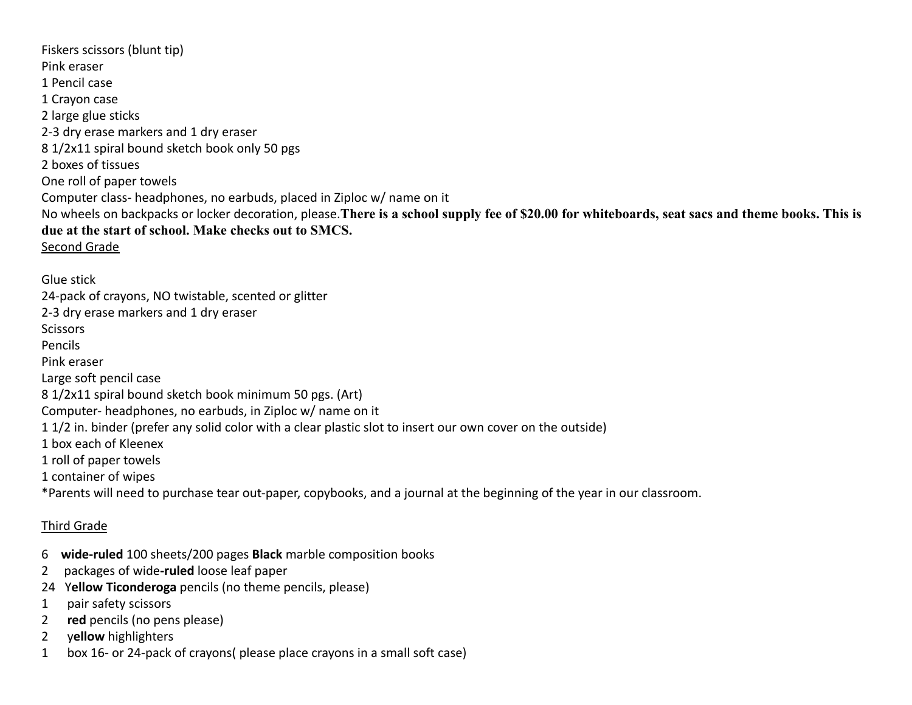Fiskers scissors (blunt tip)
Pink eraser
1 Pencil case
1 Crayon case
2 large glue sticks
2-3 dry erase markers and 1 dry eraser
8 1/2x11 spiral bound sketch book only 50 pgs
2 boxes of tissues
One roll of paper towels
Computer class- headphones, no earbuds, placed in Ziploc w/ name on it
No wheels on backpacks or locker decoration, please.**There is a school supply fee of $20.00 for whiteboards, seat sacs and theme books. This is due at the start of school. Make checks out to SMCS.**

<u>Second Grade</u>

Glue stick
24-pack of crayons, NO twistable, scented or glitter
2-3 dry erase markers and 1 dry eraser
Scissors
Pencils
Pink eraser
Large soft pencil case
8 1/2x11 spiral bound sketch book minimum 50 pgs. (Art)
Computer- headphones, no earbuds, in Ziploc w/ name on it
1 1/2 in. binder (prefer any solid color with a clear plastic slot to insert our own cover on the outside)
1 box each of Kleenex
1 roll of paper towels
1 container of wipes
*Parents will need to purchase tear out-paper, copybooks, and a journal at the beginning of the year in our classroom.

<u>Third Grade</u>

6 **wide-ruled** 100 sheets/200 pages **Black** marble composition books
2 packages of wide**-ruled** loose leaf paper
24 Y**ellow Ticonderoga** pencils (no theme pencils, please)
1 pair safety scissors
2 **red** pencils (no pens please)
2 y**ellow** highlighters
1 box 16- or 24-pack of crayons( please place crayons in a small soft case)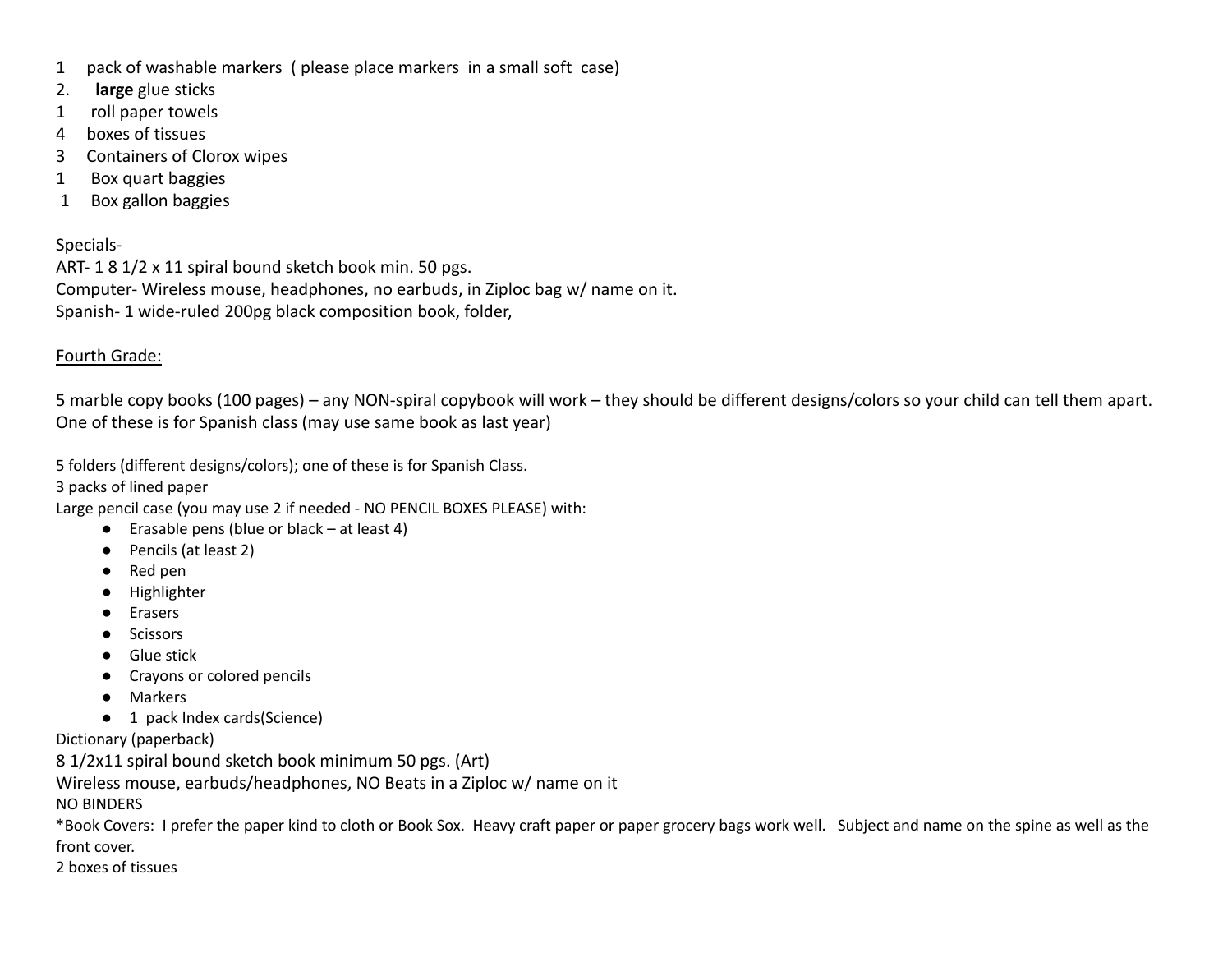1 pack of washable markers ( please place markers in a small soft case)
2. **large** glue sticks
1 roll paper towels
4 boxes of tissues
3 Containers of Clorox wipes
1 Box quart baggies
1 Box gallon baggies

Specials-
ART- 1 8 1/2 x 11 spiral bound sketch book min. 50 pgs.
Computer- Wireless mouse, headphones, no earbuds, in Ziploc bag w/ name on it.
Spanish- 1 wide-ruled 200pg black composition book, folder,

<u>Fourth Grade:</u>

5 marble copy books (100 pages) – any NON-spiral copybook will work – they should be different designs/colors so your child can tell them apart. One of these is for Spanish class (may use same book as last year)

5 folders (different designs/colors); one of these is for Spanish Class.
3 packs of lined paper
Large pencil case (you may use 2 if needed - NO PENCIL BOXES PLEASE) with:

- Erasable pens (blue or black – at least 4)
- Pencils (at least 2)
- Red pen
- Highlighter
- Erasers
- Scissors
- Glue stick
- Crayons or colored pencils
- Markers
- 1 pack Index cards(Science)

Dictionary (paperback)
8 1/2x11 spiral bound sketch book minimum 50 pgs. (Art)
Wireless mouse, earbuds/headphones, NO Beats in a Ziploc w/ name on it
NO BINDERS
*Book Covers: I prefer the paper kind to cloth or Book Sox. Heavy craft paper or paper grocery bags work well. Subject and name on the spine as well as the front cover.
2 boxes of tissues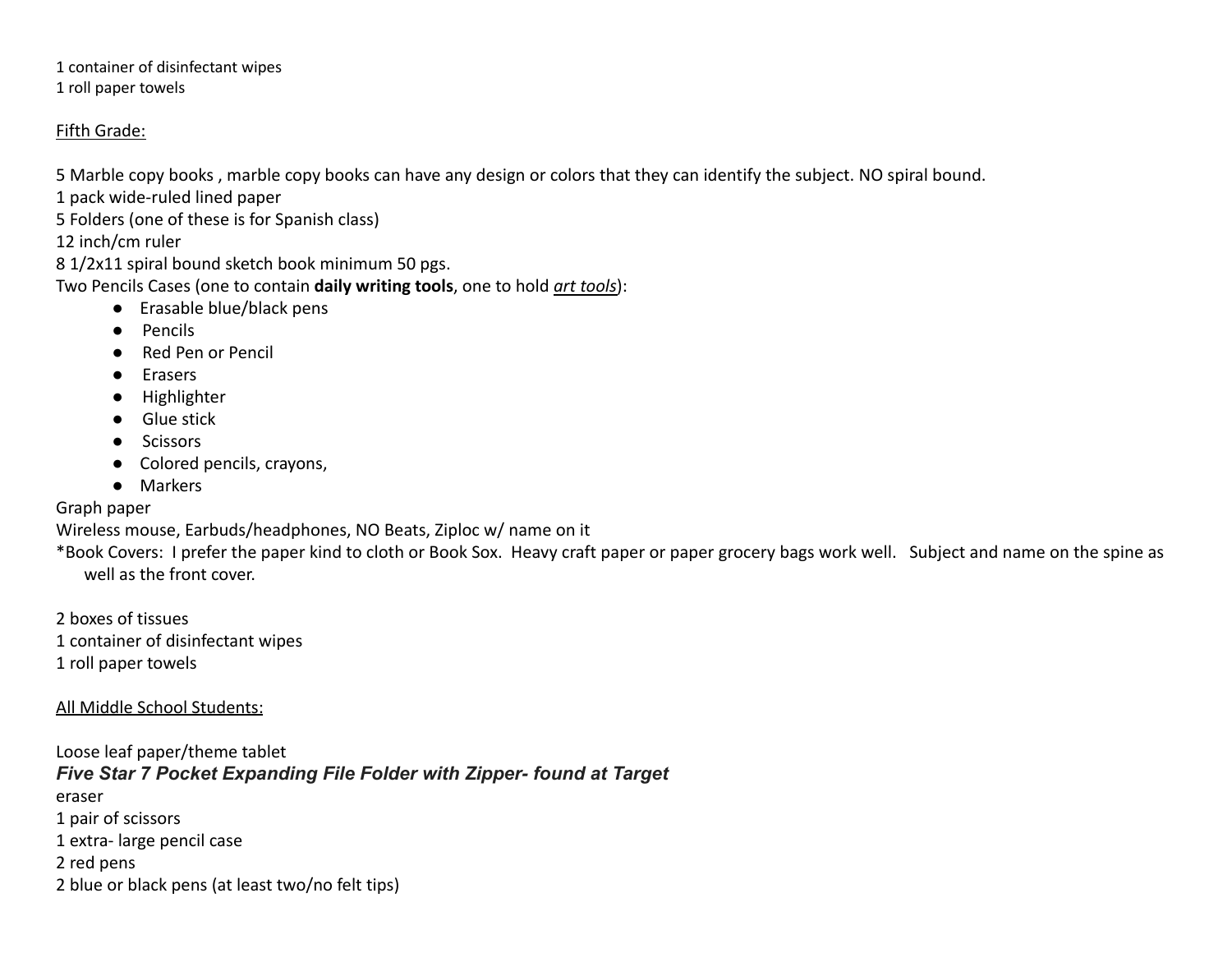1 container of disinfectant wipes
1 roll paper towels

<u>Fifth Grade:</u>

5 Marble copy books , marble copy books can have any design or colors that they can identify the subject. NO spiral bound.
1 pack wide-ruled lined paper
5 Folders (one of these is for Spanish class)
12 inch/cm ruler
8 1/2x11 spiral bound sketch book minimum 50 pgs.
Two Pencils Cases (one to contain **daily writing tools**, one to hold <u>*art tools*</u>):

- Erasable blue/black pens
- Pencils
- Red Pen or Pencil
- Erasers
- Highlighter
- Glue stick
- Scissors
- Colored pencils, crayons,
- Markers

Graph paper
Wireless mouse, Earbuds/headphones, NO Beats, Ziploc w/ name on it
*Book Covers: I prefer the paper kind to cloth or Book Sox. Heavy craft paper or paper grocery bags work well. Subject and name on the spine as well as the front cover.

2 boxes of tissues
1 container of disinfectant wipes
1 roll paper towels

<u>All Middle School Students:</u>

Loose leaf paper/theme tablet
***Five Star 7 Pocket Expanding File Folder with Zipper- found at Target***
eraser
1 pair of scissors
1 extra- large pencil case
2 red pens
2 blue or black pens (at least two/no felt tips)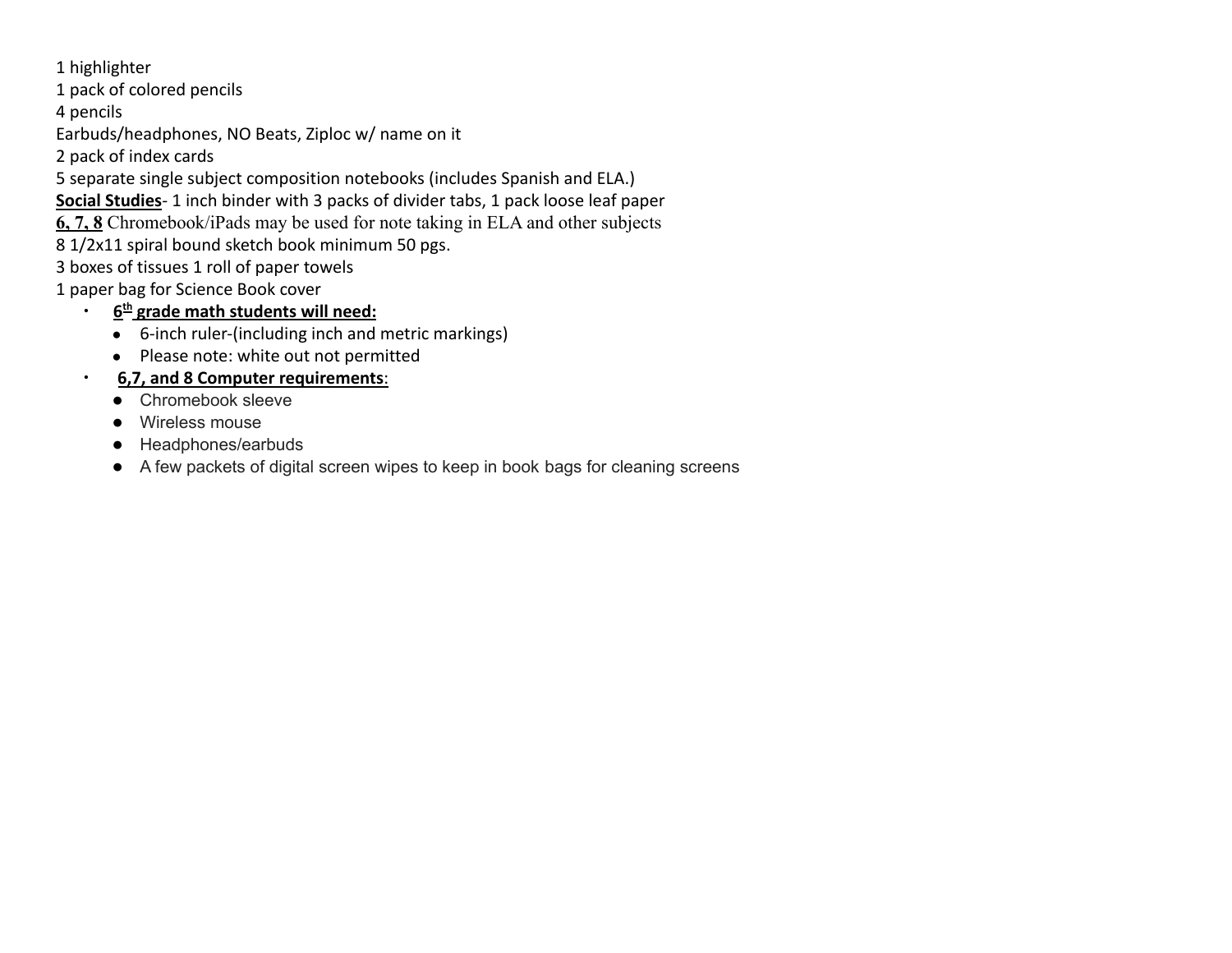1 highlighter
1 pack of colored pencils
4 pencils
Earbuds/headphones, NO Beats, Ziploc w/ name on it
2 pack of index cards
5 separate single subject composition notebooks (includes Spanish and ELA.)
**Social Studies**- 1 inch binder with 3 packs of divider tabs, 1 pack loose leaf paper
**6, 7, 8** Chromebook/iPads may be used for note taking in ELA and other subjects
8 1/2x11 spiral bound sketch book minimum 50 pgs.
3 boxes of tissues 1 roll of paper towels
1 paper bag for Science Book cover

- **6th grade math students will need:**
  - 6-inch ruler-(including inch and metric markings)
  - Please note: white out not permitted
- **6,7, and 8 Computer requirements**:
  - Chromebook sleeve
  - Wireless mouse
  - Headphones/earbuds
  - A few packets of digital screen wipes to keep in book bags for cleaning screens